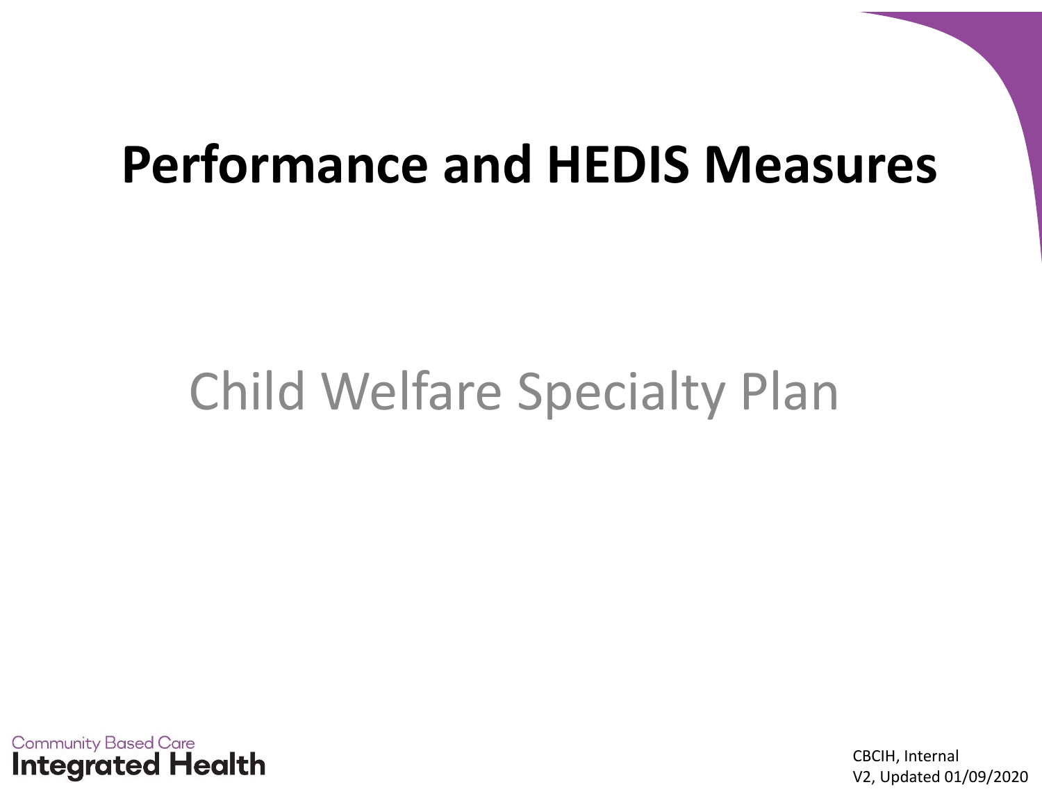# Performance and HEDIS Measures

## Child Welfare Specialty Plan

Community Based Care
**Integrated Health**

CBCIH, Internal
V2, Updated 01/09/2020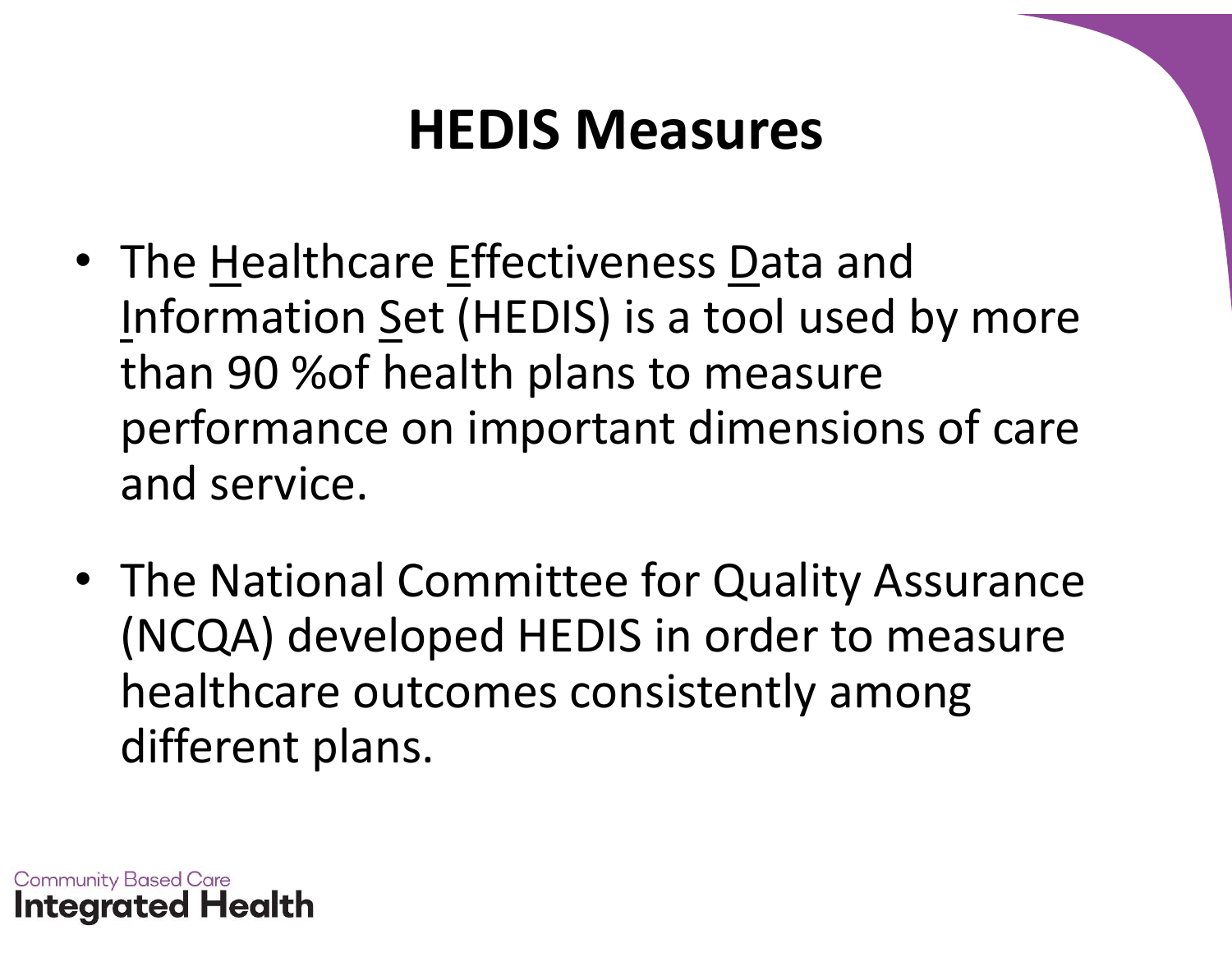# HEDIS Measures

- The Healthcare Effectiveness Data and Information Set (HEDIS) is a tool used by more than 90 %of health plans to measure performance on important dimensions of care and service.

- The National Committee for Quality Assurance (NCQA) developed HEDIS in order to measure healthcare outcomes consistently among different plans.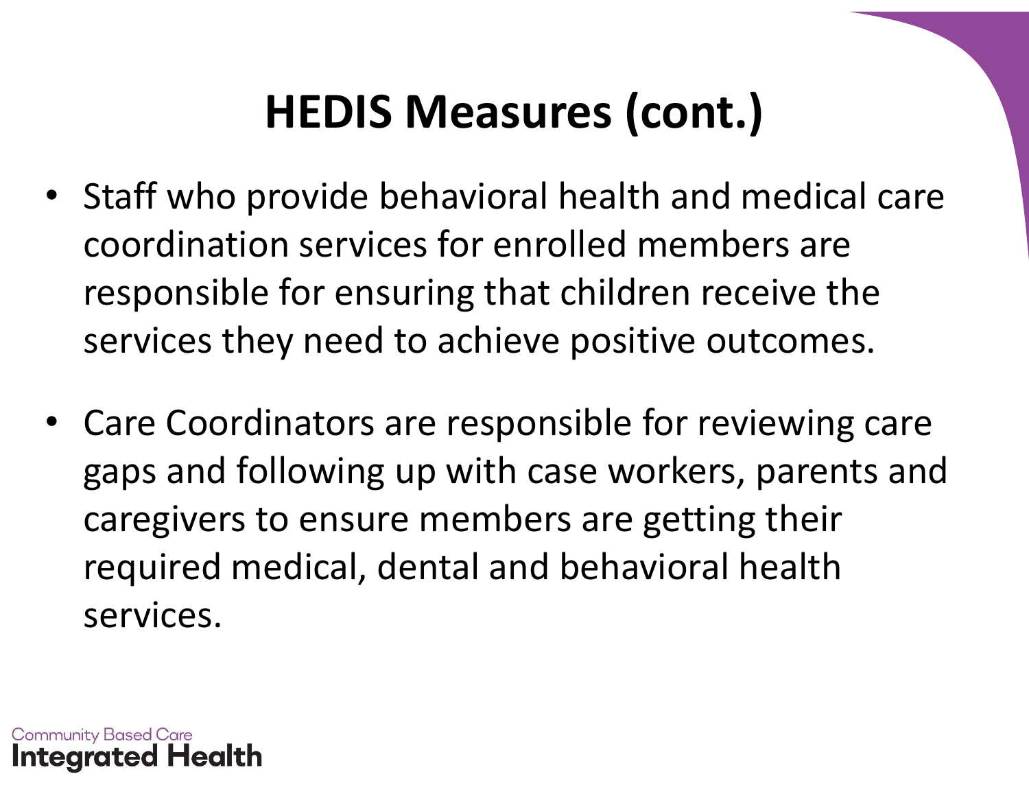# HEDIS Measures (cont.)

- Staff who provide behavioral health and medical care coordination services for enrolled members are responsible for ensuring that children receive the services they need to achieve positive outcomes.

- Care Coordinators are responsible for reviewing care gaps and following up with case workers, parents and caregivers to ensure members are getting their required medical, dental and behavioral health services.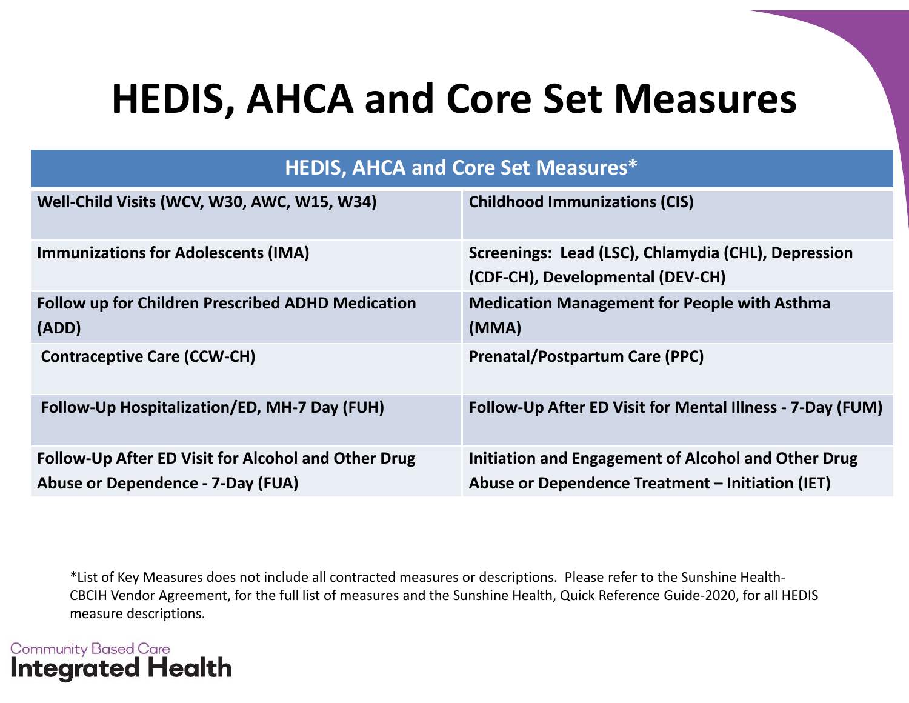# HEDIS, AHCA and Core Set Measures

| HEDIS, AHCA and Core Set Measures* | |
|---|---|
| **Well-Child Visits (WCV, W30, AWC, W15, W34)** | **Childhood Immunizations (CIS)** |
| **Immunizations for Adolescents (IMA)** | **Screenings: Lead (LSC), Chlamydia (CHL), Depression (CDF-CH), Developmental (DEV-CH)** |
| **Follow up for Children Prescribed ADHD Medication (ADD)** | **Medication Management for People with Asthma (MMA)** |
| **Contraceptive Care (CCW-CH)** | **Prenatal/Postpartum Care (PPC)** |
| **Follow-Up Hospitalization/ED, MH-7 Day (FUH)** | **Follow-Up After ED Visit for Mental Illness - 7-Day (FUM)** |
| **Follow-Up After ED Visit for Alcohol and Other Drug Abuse or Dependence - 7-Day (FUA)** | **Initiation and Engagement of Alcohol and Other Drug Abuse or Dependence Treatment – Initiation (IET)** |

*List of Key Measures does not include all contracted measures or descriptions. Please refer to the Sunshine Health-CBCIH Vendor Agreement, for the full list of measures and the Sunshine Health, Quick Reference Guide-2020, for all HEDIS measure descriptions.

Community Based Care
Integrated Health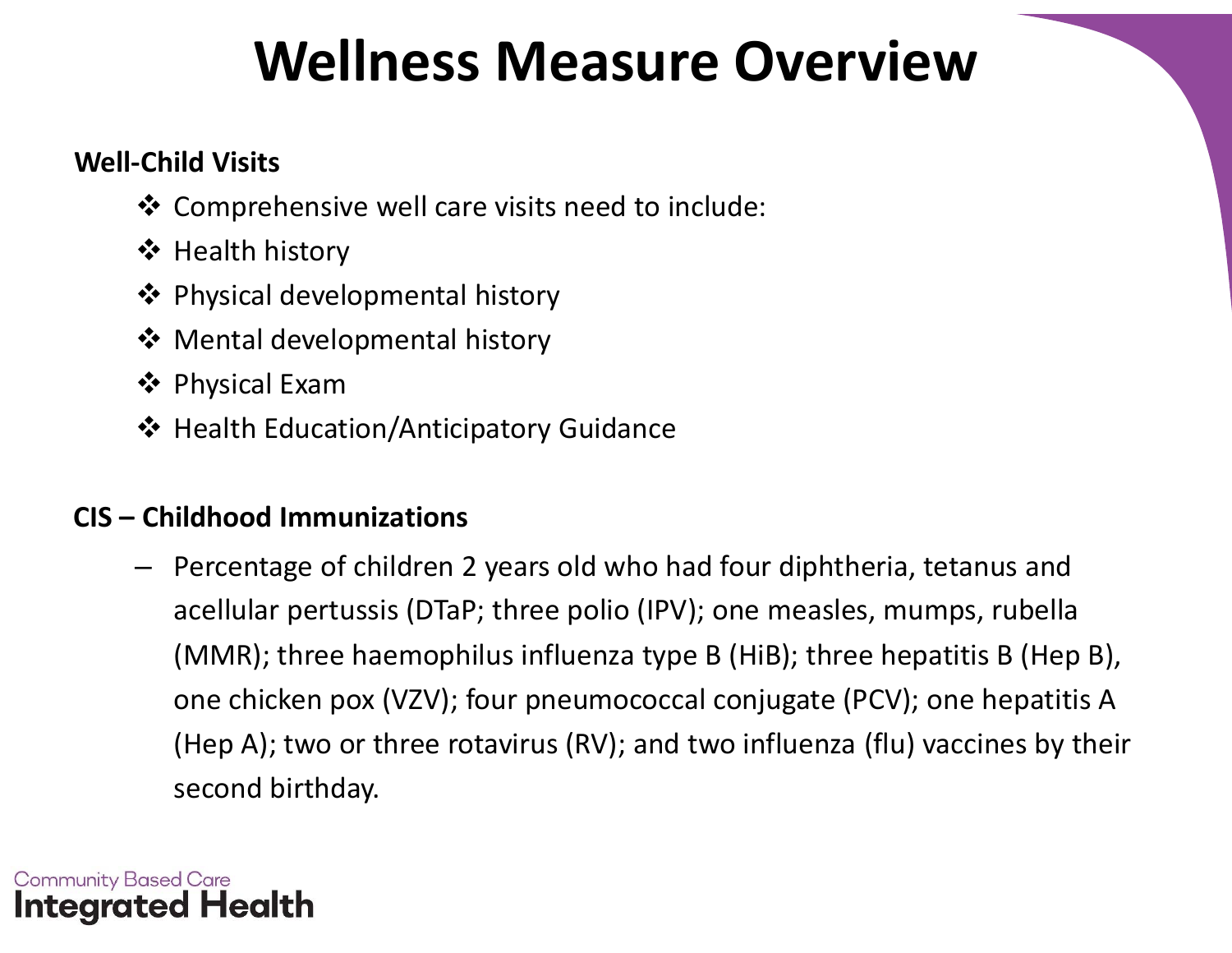# Wellness Measure Overview

**Well-Child Visits**

- Comprehensive well care visits need to include:
- Health history
- Physical developmental history
- Mental developmental history
- Physical Exam
- Health Education/Anticipatory Guidance

**CIS – Childhood Immunizations**

- Percentage of children 2 years old who had four diphtheria, tetanus and acellular pertussis (DTaP; three polio (IPV); one measles, mumps, rubella (MMR); three haemophilus influenza type B (HiB); three hepatitis B (Hep B), one chicken pox (VZV); four pneumococcal conjugate (PCV); one hepatitis A (Hep A); two or three rotavirus (RV); and two influenza (flu) vaccines by their second birthday.

Community Based Care
**Integrated Health**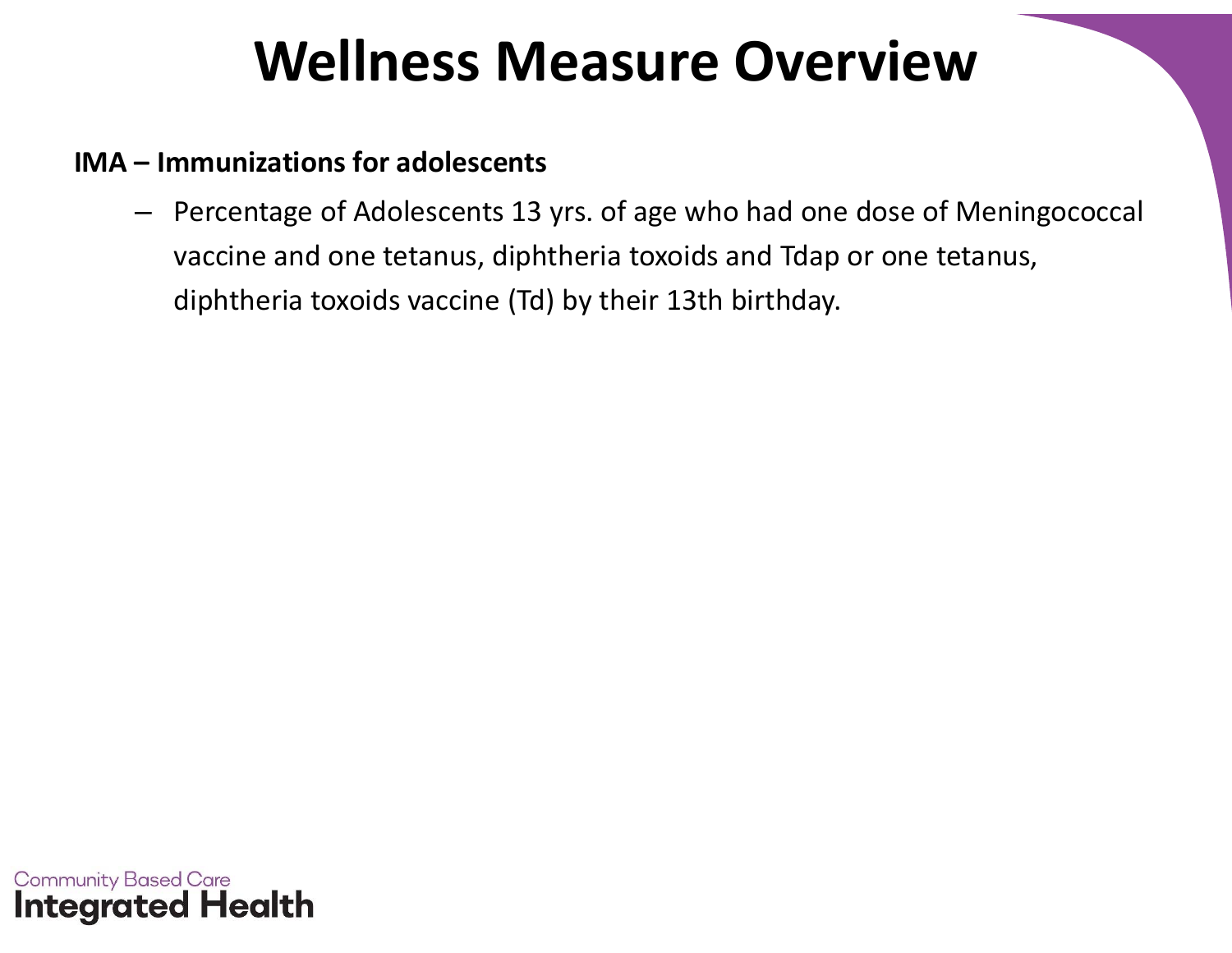# Wellness Measure Overview

**IMA – Immunizations for adolescents**

- Percentage of Adolescents 13 yrs. of age who had one dose of Meningococcal vaccine and one tetanus, diphtheria toxoids and Tdap or one tetanus, diphtheria toxoids vaccine (Td) by their 13th birthday.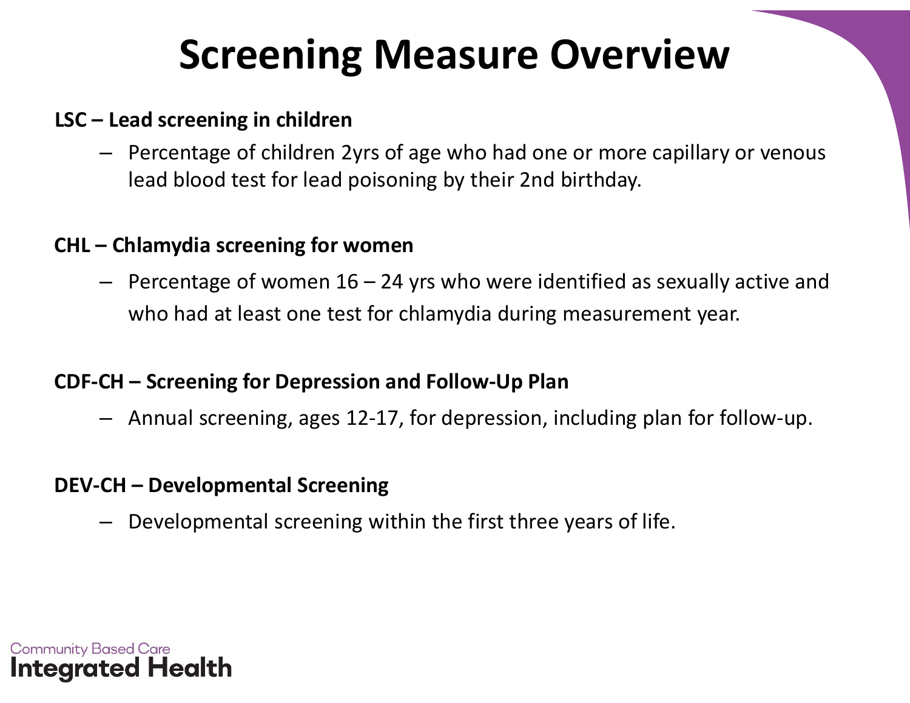# Screening Measure Overview

**LSC – Lead screening in children**

- Percentage of children 2yrs of age who had one or more capillary or venous lead blood test for lead poisoning by their 2nd birthday.

**CHL – Chlamydia screening for women**

- Percentage of women 16 – 24 yrs who were identified as sexually active and who had at least one test for chlamydia during measurement year.

**CDF-CH – Screening for Depression and Follow-Up Plan**

- Annual screening, ages 12-17, for depression, including plan for follow-up.

**DEV-CH – Developmental Screening**

- Developmental screening within the first three years of life.

Community Based Care
**Integrated Health**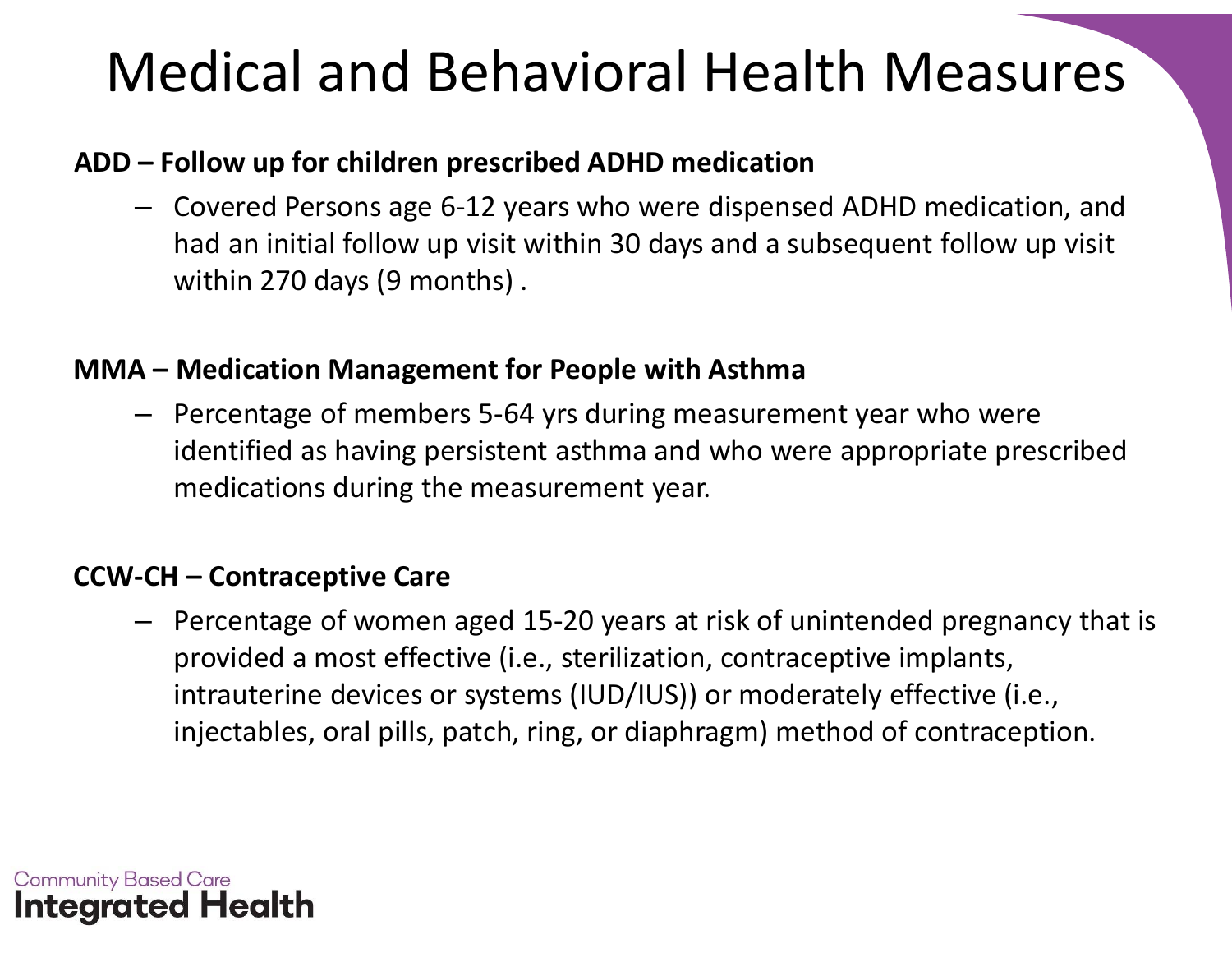# Medical and Behavioral Health Measures

**ADD – Follow up for children prescribed ADHD medication**

- Covered Persons age 6-12 years who were dispensed ADHD medication, and had an initial follow up visit within 30 days and a subsequent follow up visit within 270 days (9 months) .

**MMA – Medication Management for People with Asthma**

- Percentage of members 5-64 yrs during measurement year who were identified as having persistent asthma and who were appropriate prescribed medications during the measurement year.

**CCW-CH – Contraceptive Care**

- Percentage of women aged 15-20 years at risk of unintended pregnancy that is provided a most effective (i.e., sterilization, contraceptive implants, intrauterine devices or systems (IUD/IUS)) or moderately effective (i.e., injectables, oral pills, patch, ring, or diaphragm) method of contraception.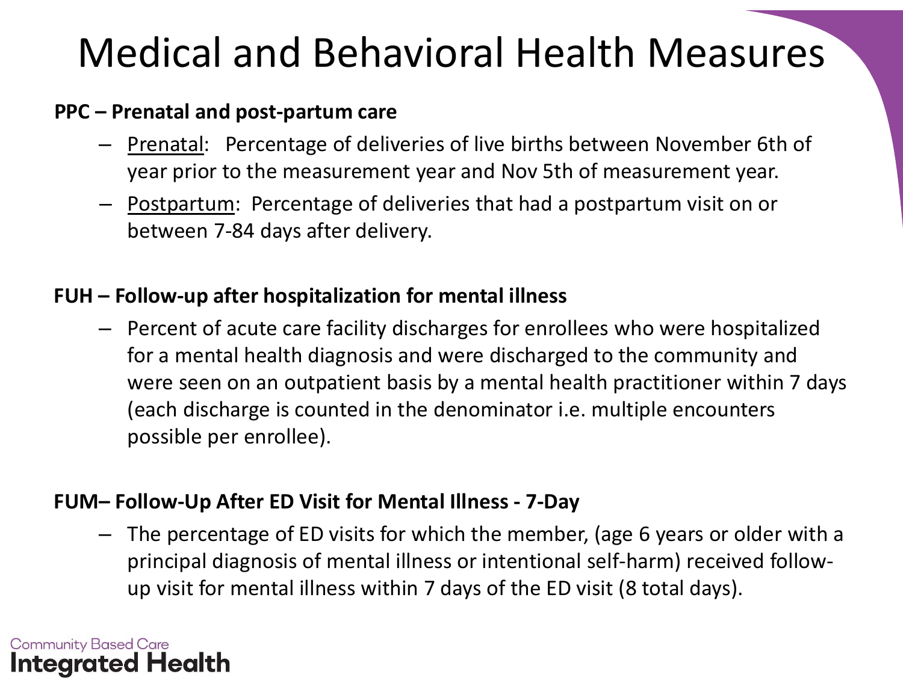# Medical and Behavioral Health Measures

**PPC – Prenatal and post-partum care**

- Prenatal: Percentage of deliveries of live births between November 6th of year prior to the measurement year and Nov 5th of measurement year.
- Postpartum: Percentage of deliveries that had a postpartum visit on or between 7-84 days after delivery.

**FUH – Follow-up after hospitalization for mental illness**

- Percent of acute care facility discharges for enrollees who were hospitalized for a mental health diagnosis and were discharged to the community and were seen on an outpatient basis by a mental health practitioner within 7 days (each discharge is counted in the denominator i.e. multiple encounters possible per enrollee).

**FUM– Follow-Up After ED Visit for Mental Illness - 7-Day**

- The percentage of ED visits for which the member, (age 6 years or older with a principal diagnosis of mental illness or intentional self-harm) received follow-up visit for mental illness within 7 days of the ED visit (8 total days).

Community Based Care
**Integrated Health**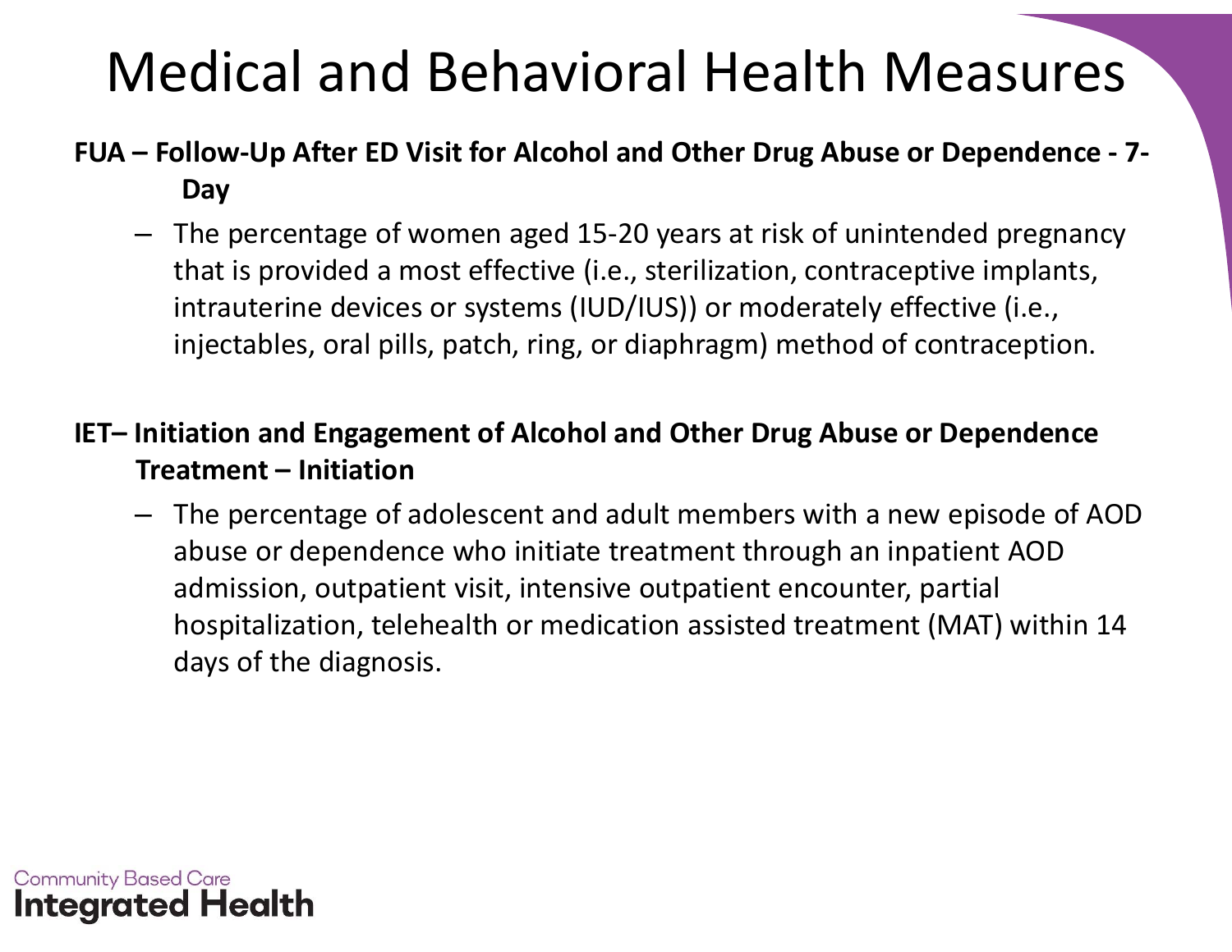# Medical and Behavioral Health Measures

**FUA – Follow-Up After ED Visit for Alcohol and Other Drug Abuse or Dependence - 7-Day**

- The percentage of women aged 15-20 years at risk of unintended pregnancy that is provided a most effective (i.e., sterilization, contraceptive implants, intrauterine devices or systems (IUD/IUS)) or moderately effective (i.e., injectables, oral pills, patch, ring, or diaphragm) method of contraception.

**IET– Initiation and Engagement of Alcohol and Other Drug Abuse or Dependence Treatment – Initiation**

- The percentage of adolescent and adult members with a new episode of AOD abuse or dependence who initiate treatment through an inpatient AOD admission, outpatient visit, intensive outpatient encounter, partial hospitalization, telehealth or medication assisted treatment (MAT) within 14 days of the diagnosis.

Community Based Care
**Integrated Health**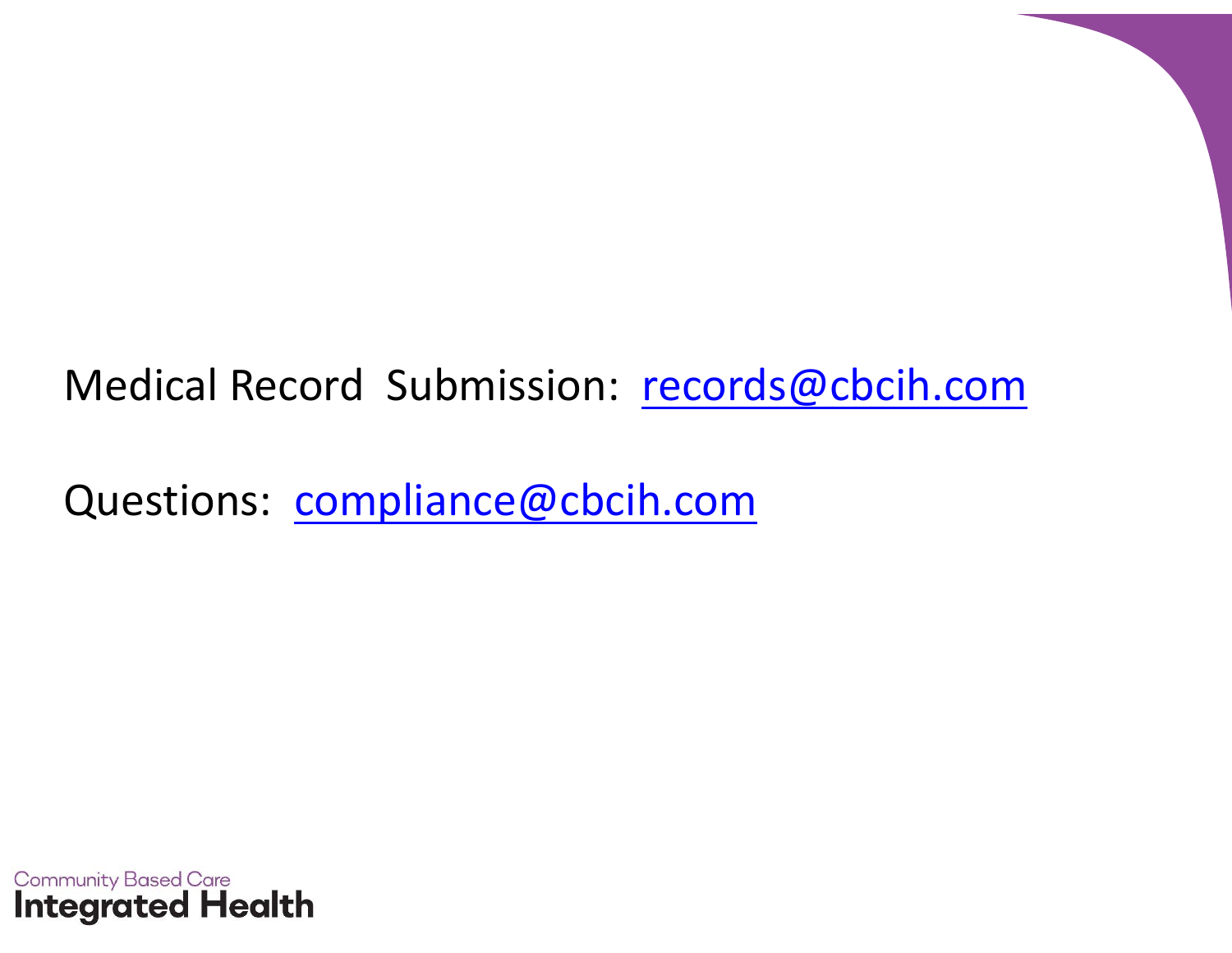Medical Record Submission: records@cbcih.com

Questions: compliance@cbcih.com